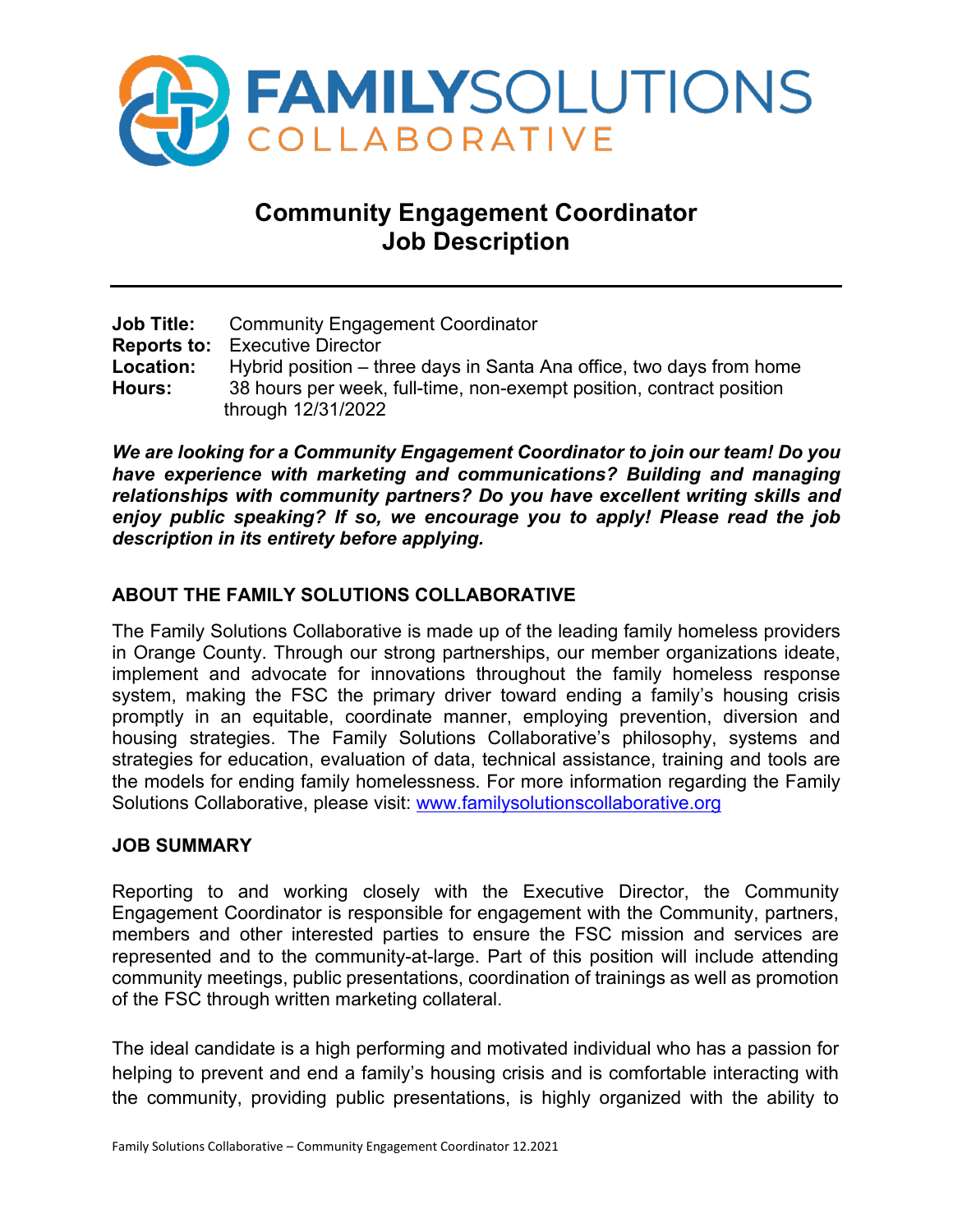FAMILYSOLUTIONS COLLABORATIVE

# Community Engagement Coordinator
# Job Description

**Job Title:** Community Engagement Coordinator
**Reports to:** Executive Director
**Location:** Hybrid position – three days in Santa Ana office, two days from home
**Hours:** 38 hours per week, full-time, non-exempt position, contract position through 12/31/2022

***We are looking for a Community Engagement Coordinator to join our team! Do you have experience with marketing and communications? Building and managing relationships with community partners? Do you have excellent writing skills and enjoy public speaking? If so, we encourage you to apply! Please read the job description in its entirety before applying.***

## ABOUT THE FAMILY SOLUTIONS COLLABORATIVE

The Family Solutions Collaborative is made up of the leading family homeless providers in Orange County. Through our strong partnerships, our member organizations ideate, implement and advocate for innovations throughout the family homeless response system, making the FSC the primary driver toward ending a family's housing crisis promptly in an equitable, coordinate manner, employing prevention, diversion and housing strategies. The Family Solutions Collaborative's philosophy, systems and strategies for education, evaluation of data, technical assistance, training and tools are the models for ending family homelessness. For more information regarding the Family Solutions Collaborative, please visit: www.familysolutionscollaborative.org

## JOB SUMMARY

Reporting to and working closely with the Executive Director, the Community Engagement Coordinator is responsible for engagement with the Community, partners, members and other interested parties to ensure the FSC mission and services are represented and to the community-at-large. Part of this position will include attending community meetings, public presentations, coordination of trainings as well as promotion of the FSC through written marketing collateral.

The ideal candidate is a high performing and motivated individual who has a passion for helping to prevent and end a family's housing crisis and is comfortable interacting with the community, providing public presentations, is highly organized with the ability to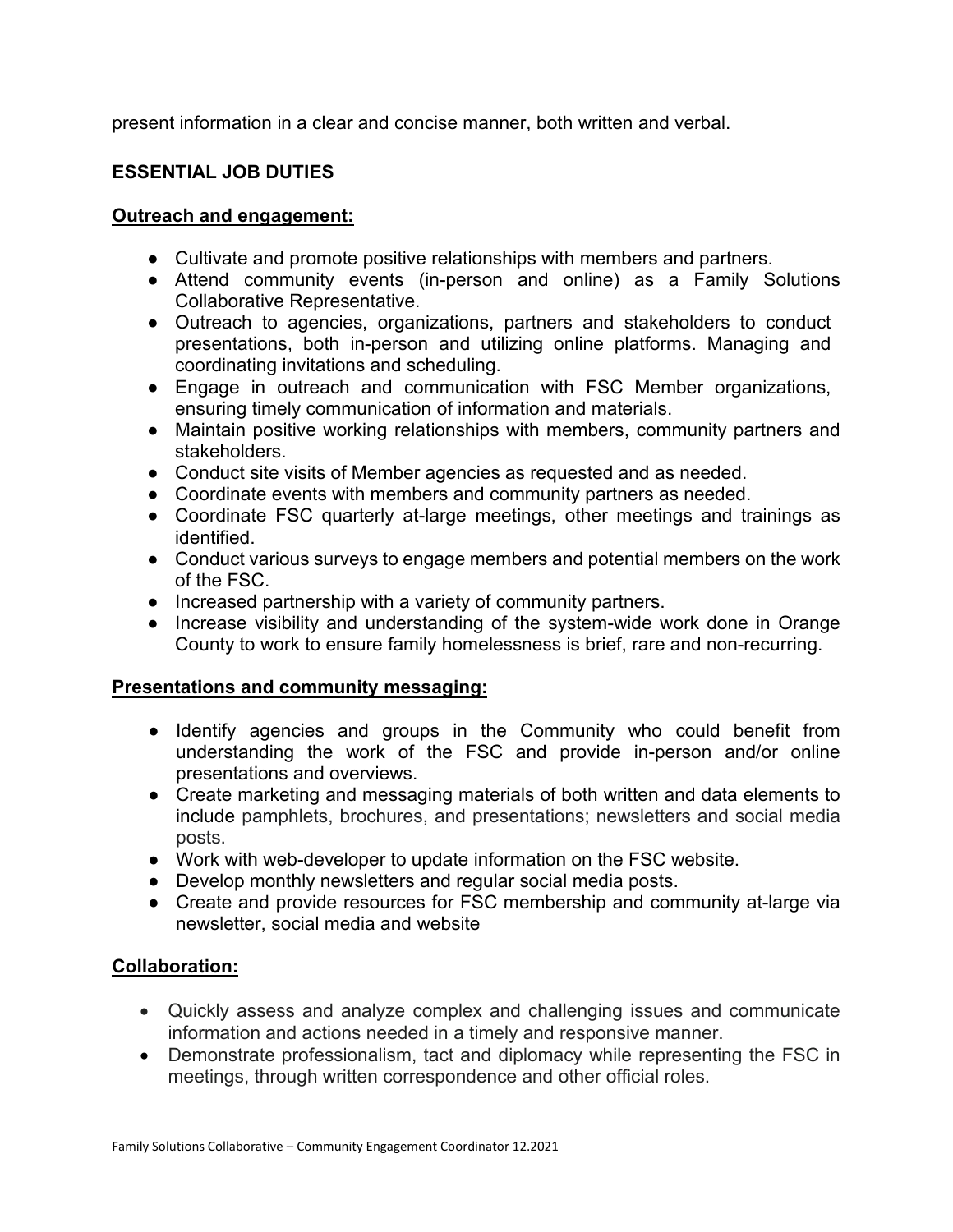present information in a clear and concise manner, both written and verbal.

## ESSENTIAL JOB DUTIES

### Outreach and engagement:

- Cultivate and promote positive relationships with members and partners.
- Attend community events (in-person and online) as a Family Solutions Collaborative Representative.
- Outreach to agencies, organizations, partners and stakeholders to conduct presentations, both in-person and utilizing online platforms. Managing and coordinating invitations and scheduling.
- Engage in outreach and communication with FSC Member organizations, ensuring timely communication of information and materials.
- Maintain positive working relationships with members, community partners and stakeholders.
- Conduct site visits of Member agencies as requested and as needed.
- Coordinate events with members and community partners as needed.
- Coordinate FSC quarterly at-large meetings, other meetings and trainings as identified.
- Conduct various surveys to engage members and potential members on the work of the FSC.
- Increased partnership with a variety of community partners.
- Increase visibility and understanding of the system-wide work done in Orange County to work to ensure family homelessness is brief, rare and non-recurring.

### Presentations and community messaging:

- Identify agencies and groups in the Community who could benefit from understanding the work of the FSC and provide in-person and/or online presentations and overviews.
- Create marketing and messaging materials of both written and data elements to include pamphlets, brochures, and presentations; newsletters and social media posts.
- Work with web-developer to update information on the FSC website.
- Develop monthly newsletters and regular social media posts.
- Create and provide resources for FSC membership and community at-large via newsletter, social media and website

### Collaboration:

- Quickly assess and analyze complex and challenging issues and communicate information and actions needed in a timely and responsive manner.
- Demonstrate professionalism, tact and diplomacy while representing the FSC in meetings, through written correspondence and other official roles.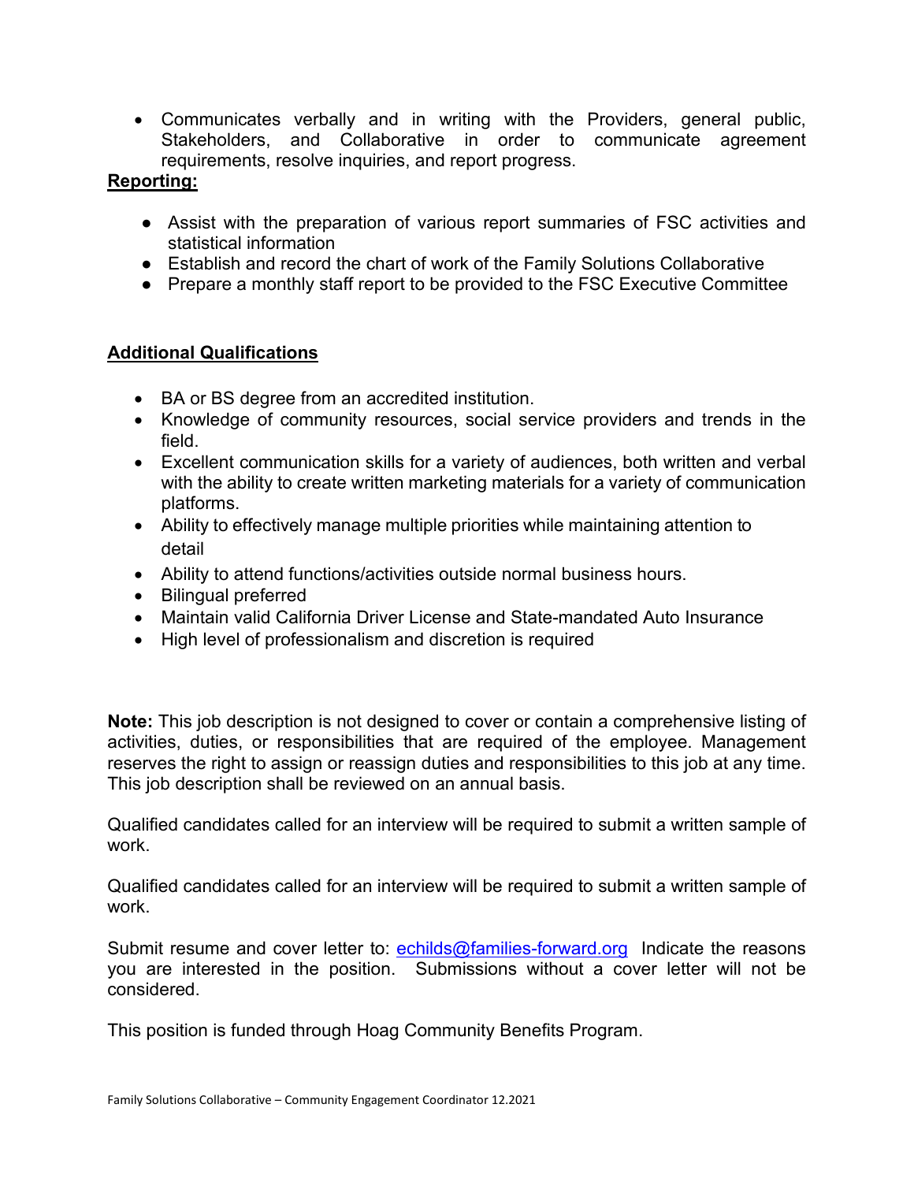- Communicates verbally and in writing with the Providers, general public, Stakeholders, and Collaborative in order to communicate agreement requirements, resolve inquiries, and report progress.

**Reporting:**

- Assist with the preparation of various report summaries of FSC activities and statistical information
- Establish and record the chart of work of the Family Solutions Collaborative
- Prepare a monthly staff report to be provided to the FSC Executive Committee

**Additional Qualifications**

- BA or BS degree from an accredited institution.
- Knowledge of community resources, social service providers and trends in the field.
- Excellent communication skills for a variety of audiences, both written and verbal with the ability to create written marketing materials for a variety of communication platforms.
- Ability to effectively manage multiple priorities while maintaining attention to detail
- Ability to attend functions/activities outside normal business hours.
- Bilingual preferred
- Maintain valid California Driver License and State-mandated Auto Insurance
- High level of professionalism and discretion is required

**Note:** This job description is not designed to cover or contain a comprehensive listing of activities, duties, or responsibilities that are required of the employee. Management reserves the right to assign or reassign duties and responsibilities to this job at any time. This job description shall be reviewed on an annual basis.

Qualified candidates called for an interview will be required to submit a written sample of work.

Qualified candidates called for an interview will be required to submit a written sample of work.

Submit resume and cover letter to: echilds@families-forward.org Indicate the reasons you are interested in the position. Submissions without a cover letter will not be considered.

This position is funded through Hoag Community Benefits Program.